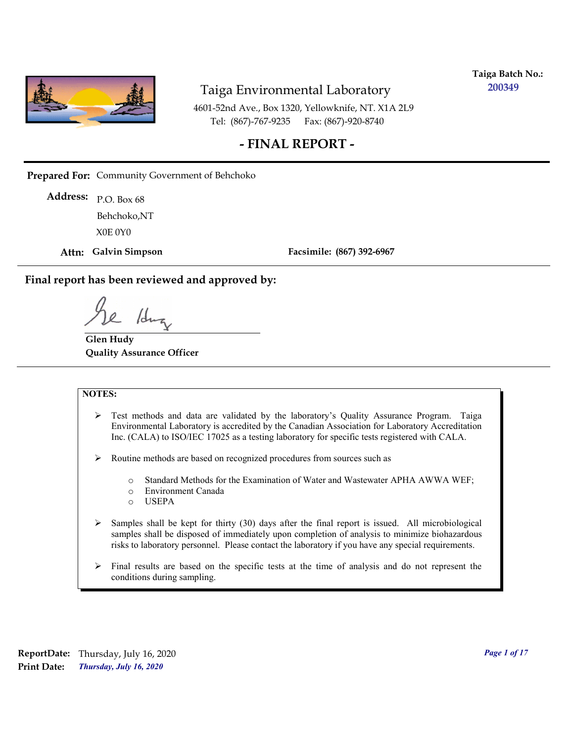**Taiga Batch No.:** 200349

# Taiga Environmental Laboratory

4601-52nd Ave., Box 1320, Yellowknife, NT. X1A 2L9
Tel: (867)-767-9235 Fax: (867)-920-8740

## - FINAL REPORT -

**Prepared For:** Community Government of Behchoko

**Address:** P.O. Box 68
Behchoko,NT
X0E 0Y0

**Attn:** **Galvin Simpson** **Facsimile:** **(867) 392-6967**

**Final report has been reviewed and approved by:**

**Glen Hudy**
**Quality Assurance Officer**

**NOTES:**

- Test methods and data are validated by the laboratory's Quality Assurance Program. Taiga Environmental Laboratory is accredited by the Canadian Association for Laboratory Accreditation Inc. (CALA) to ISO/IEC 17025 as a testing laboratory for specific tests registered with CALA.
- Routine methods are based on recognized procedures from sources such as
  - Standard Methods for the Examination of Water and Wastewater APHA AWWA WEF;
  - Environment Canada
  - USEPA
- Samples shall be kept for thirty (30) days after the final report is issued. All microbiological samples shall be disposed of immediately upon completion of analysis to minimize biohazardous risks to laboratory personnel. Please contact the laboratory if you have any special requirements.
- Final results are based on the specific tests at the time of analysis and do not represent the conditions during sampling.

**ReportDate:** Thursday, July 16, 2020
**Print Date:** *Thursday, July 16, 2020*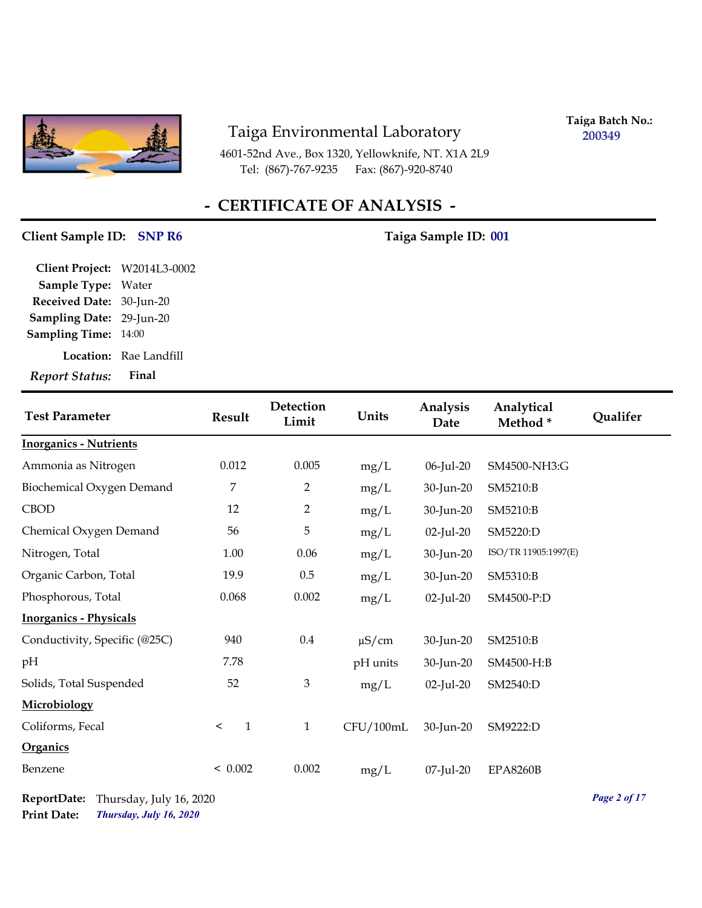Taiga Environmental Laboratory

4601-52nd Ave., Box 1320, Yellowknife, NT. X1A 2L9
Tel: (867)-767-9235 Fax: (867)-920-8740

**Taiga Batch No.:** 200349

## - CERTIFICATE OF ANALYSIS -

**Client Sample ID:** SNP R6 **Taiga Sample ID:** 001

**Client Project:** W2014L3-0002
**Sample Type:** Water
**Received Date:** 30-Jun-20
**Sampling Date:** 29-Jun-20
**Sampling Time:** 14:00
**Location:** Rae Landfill
***Report Status:*** **Final**

| Test Parameter | Result | Detection Limit | Units | Analysis Date | Analytical Method * | Qualifer |
|---|---|---|---|---|---|---|
| **Inorganics - Nutrients** | | | | | | |
| Ammonia as Nitrogen | 0.012 | 0.005 | mg/L | 06-Jul-20 | SM4500-NH3:G | |
| Biochemical Oxygen Demand | 7 | 2 | mg/L | 30-Jun-20 | SM5210:B | |
| CBOD | 12 | 2 | mg/L | 30-Jun-20 | SM5210:B | |
| Chemical Oxygen Demand | 56 | 5 | mg/L | 02-Jul-20 | SM5220:D | |
| Nitrogen, Total | 1.00 | 0.06 | mg/L | 30-Jun-20 | ISO/TR 11905:1997(E) | |
| Organic Carbon, Total | 19.9 | 0.5 | mg/L | 30-Jun-20 | SM5310:B | |
| Phosphorous, Total | 0.068 | 0.002 | mg/L | 02-Jul-20 | SM4500-P:D | |
| **Inorganics - Physicals** | | | | | | |
| Conductivity, Specific (@25C) | 940 | 0.4 | µS/cm | 30-Jun-20 | SM2510:B | |
| pH | 7.78 | | pH units | 30-Jun-20 | SM4500-H:B | |
| Solids, Total Suspended | 52 | 3 | mg/L | 02-Jul-20 | SM2540:D | |
| **Microbiology** | | | | | | |
| Coliforms, Fecal | < 1 | 1 | CFU/100mL | 30-Jun-20 | SM9222:D | |
| **Organics** | | | | | | |
| Benzene | < 0.002 | 0.002 | mg/L | 07-Jul-20 | EPA8260B | |

**ReportDate:** Thursday, July 16, 2020
**Print Date:** ***Thursday, July 16, 2020***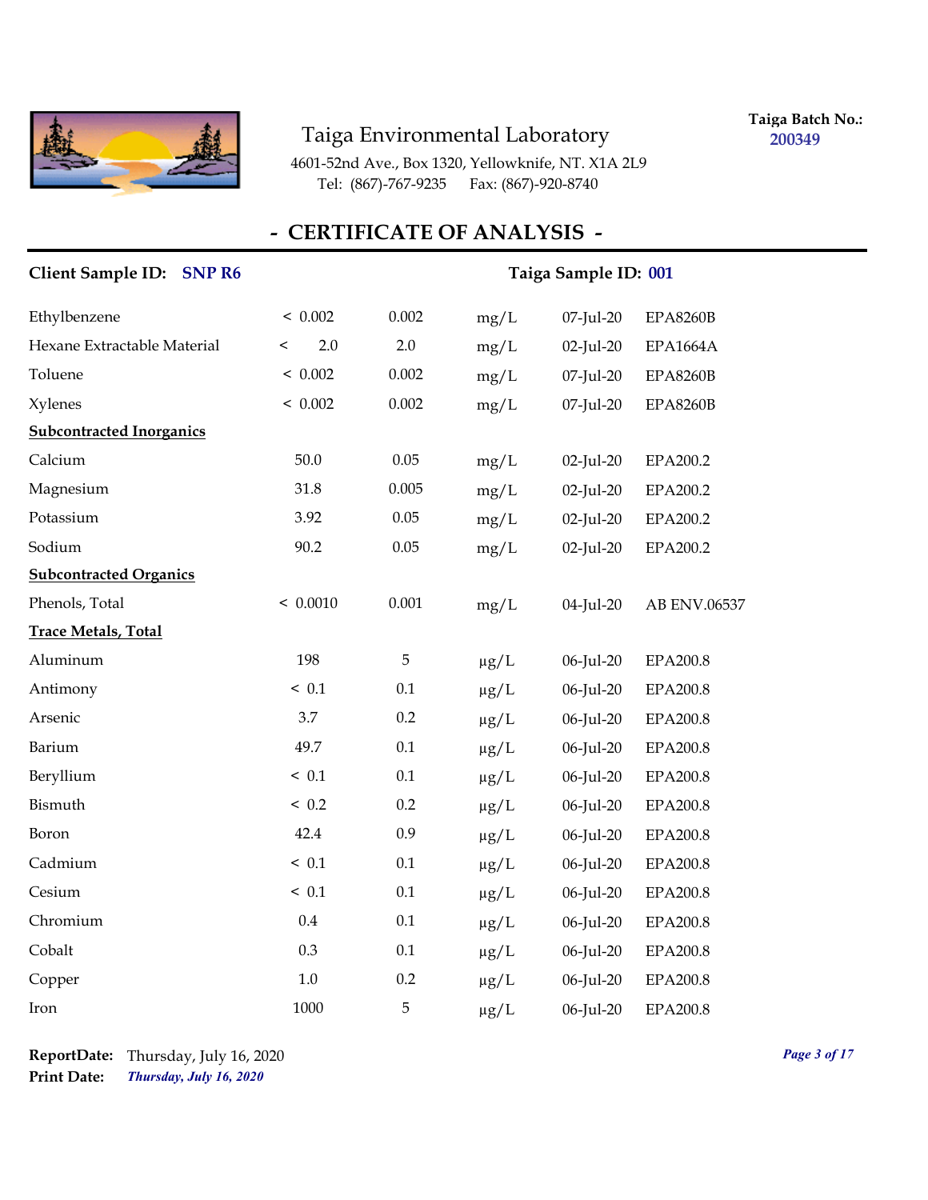Taiga Environmental Laboratory

4601-52nd Ave., Box 1320, Yellowknife, NT. X1A 2L9

Tel: (867)-767-9235 Fax: (867)-920-8740

**Taiga Batch No.:** 200349

## - CERTIFICATE OF ANALYSIS -

**Client Sample ID:** SNP R6 **Taiga Sample ID:** 001

| | | | | | |
|---|---|---|---|---|---|
| Ethylbenzene | < 0.002 | 0.002 | mg/L | 07-Jul-20 | EPA8260B |
| Hexane Extractable Material | < 2.0 | 2.0 | mg/L | 02-Jul-20 | EPA1664A |
| Toluene | < 0.002 | 0.002 | mg/L | 07-Jul-20 | EPA8260B |
| Xylenes | < 0.002 | 0.002 | mg/L | 07-Jul-20 | EPA8260B |
| **Subcontracted Inorganics** | | | | | |
| Calcium | 50.0 | 0.05 | mg/L | 02-Jul-20 | EPA200.2 |
| Magnesium | 31.8 | 0.005 | mg/L | 02-Jul-20 | EPA200.2 |
| Potassium | 3.92 | 0.05 | mg/L | 02-Jul-20 | EPA200.2 |
| Sodium | 90.2 | 0.05 | mg/L | 02-Jul-20 | EPA200.2 |
| **Subcontracted Organics** | | | | | |
| Phenols, Total | < 0.0010 | 0.001 | mg/L | 04-Jul-20 | AB ENV.06537 |
| **Trace Metals, Total** | | | | | |
| Aluminum | 198 | 5 | µg/L | 06-Jul-20 | EPA200.8 |
| Antimony | < 0.1 | 0.1 | µg/L | 06-Jul-20 | EPA200.8 |
| Arsenic | 3.7 | 0.2 | µg/L | 06-Jul-20 | EPA200.8 |
| Barium | 49.7 | 0.1 | µg/L | 06-Jul-20 | EPA200.8 |
| Beryllium | < 0.1 | 0.1 | µg/L | 06-Jul-20 | EPA200.8 |
| Bismuth | < 0.2 | 0.2 | µg/L | 06-Jul-20 | EPA200.8 |
| Boron | 42.4 | 0.9 | µg/L | 06-Jul-20 | EPA200.8 |
| Cadmium | < 0.1 | 0.1 | µg/L | 06-Jul-20 | EPA200.8 |
| Cesium | < 0.1 | 0.1 | µg/L | 06-Jul-20 | EPA200.8 |
| Chromium | 0.4 | 0.1 | µg/L | 06-Jul-20 | EPA200.8 |
| Cobalt | 0.3 | 0.1 | µg/L | 06-Jul-20 | EPA200.8 |
| Copper | 1.0 | 0.2 | µg/L | 06-Jul-20 | EPA200.8 |
| Iron | 1000 | 5 | µg/L | 06-Jul-20 | EPA200.8 |

**ReportDate:** Thursday, July 16, 2020

**Print Date:** *Thursday, July 16, 2020*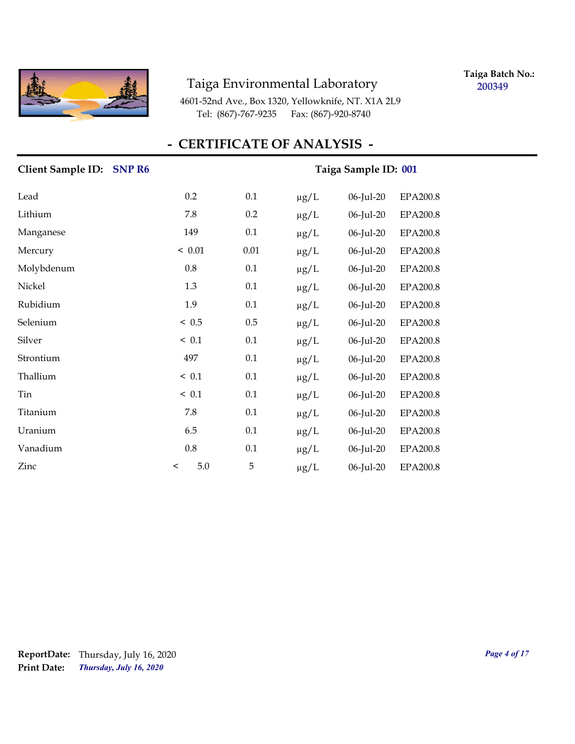Taiga Environmental Laboratory

4601-52nd Ave., Box 1320, Yellowknife, NT. X1A 2L9
Tel: (867)-767-9235 Fax: (867)-920-8740

**Taiga Batch No.:** 200349

## - CERTIFICATE OF ANALYSIS -

**Client Sample ID:** SNP R6 **Taiga Sample ID:** 001

| | | | | | |
|---|---|---|---|---|---|
| Lead | 0.2 | 0.1 | µg/L | 06-Jul-20 | EPA200.8 |
| Lithium | 7.8 | 0.2 | µg/L | 06-Jul-20 | EPA200.8 |
| Manganese | 149 | 0.1 | µg/L | 06-Jul-20 | EPA200.8 |
| Mercury | < 0.01 | 0.01 | µg/L | 06-Jul-20 | EPA200.8 |
| Molybdenum | 0.8 | 0.1 | µg/L | 06-Jul-20 | EPA200.8 |
| Nickel | 1.3 | 0.1 | µg/L | 06-Jul-20 | EPA200.8 |
| Rubidium | 1.9 | 0.1 | µg/L | 06-Jul-20 | EPA200.8 |
| Selenium | < 0.5 | 0.5 | µg/L | 06-Jul-20 | EPA200.8 |
| Silver | < 0.1 | 0.1 | µg/L | 06-Jul-20 | EPA200.8 |
| Strontium | 497 | 0.1 | µg/L | 06-Jul-20 | EPA200.8 |
| Thallium | < 0.1 | 0.1 | µg/L | 06-Jul-20 | EPA200.8 |
| Tin | < 0.1 | 0.1 | µg/L | 06-Jul-20 | EPA200.8 |
| Titanium | 7.8 | 0.1 | µg/L | 06-Jul-20 | EPA200.8 |
| Uranium | 6.5 | 0.1 | µg/L | 06-Jul-20 | EPA200.8 |
| Vanadium | 0.8 | 0.1 | µg/L | 06-Jul-20 | EPA200.8 |
| Zinc | < 5.0 | 5 | µg/L | 06-Jul-20 | EPA200.8 |

**ReportDate:** Thursday, July 16, 2020
**Print Date:** *Thursday, July 16, 2020*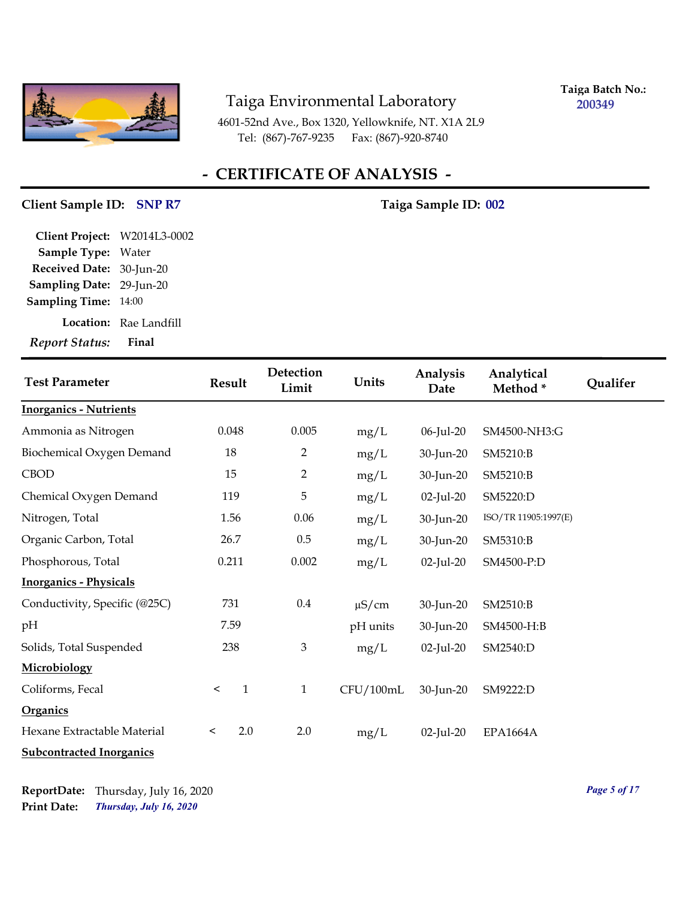# Taiga Environmental Laboratory

4601-52nd Ave., Box 1320, Yellowknife, NT. X1A 2L9
Tel: (867)-767-9235 Fax: (867)-920-8740

**Taiga Batch No.:** 200349

## - CERTIFICATE OF ANALYSIS -

**Client Sample ID:** SNP R7 **Taiga Sample ID:** 002

**Client Project:** W2014L3-0002
**Sample Type:** Water
**Received Date:** 30-Jun-20
**Sampling Date:** 29-Jun-20
**Sampling Time:** 14:00
**Location:** Rae Landfill
*Report Status:* **Final**

| Test Parameter | Result | Detection Limit | Units | Analysis Date | Analytical Method * | Qualifer |
|---|---|---|---|---|---|---|
| **Inorganics - Nutrients** | | | | | | |
| Ammonia as Nitrogen | 0.048 | 0.005 | mg/L | 06-Jul-20 | SM4500-NH3:G | |
| Biochemical Oxygen Demand | 18 | 2 | mg/L | 30-Jun-20 | SM5210:B | |
| CBOD | 15 | 2 | mg/L | 30-Jun-20 | SM5210:B | |
| Chemical Oxygen Demand | 119 | 5 | mg/L | 02-Jul-20 | SM5220:D | |
| Nitrogen, Total | 1.56 | 0.06 | mg/L | 30-Jun-20 | ISO/TR 11905:1997(E) | |
| Organic Carbon, Total | 26.7 | 0.5 | mg/L | 30-Jun-20 | SM5310:B | |
| Phosphorous, Total | 0.211 | 0.002 | mg/L | 02-Jul-20 | SM4500-P:D | |
| **Inorganics - Physicals** | | | | | | |
| Conductivity, Specific (@25C) | 731 | 0.4 | µS/cm | 30-Jun-20 | SM2510:B | |
| pH | 7.59 | | pH units | 30-Jun-20 | SM4500-H:B | |
| Solids, Total Suspended | 238 | 3 | mg/L | 02-Jul-20 | SM2540:D | |
| **Microbiology** | | | | | | |
| Coliforms, Fecal | < 1 | 1 | CFU/100mL | 30-Jun-20 | SM9222:D | |
| **Organics** | | | | | | |
| Hexane Extractable Material | < 2.0 | 2.0 | mg/L | 02-Jul-20 | EPA1664A | |
| **Subcontracted Inorganics** | | | | | | |

**ReportDate:** Thursday, July 16, 2020
**Print Date:** *Thursday, July 16, 2020*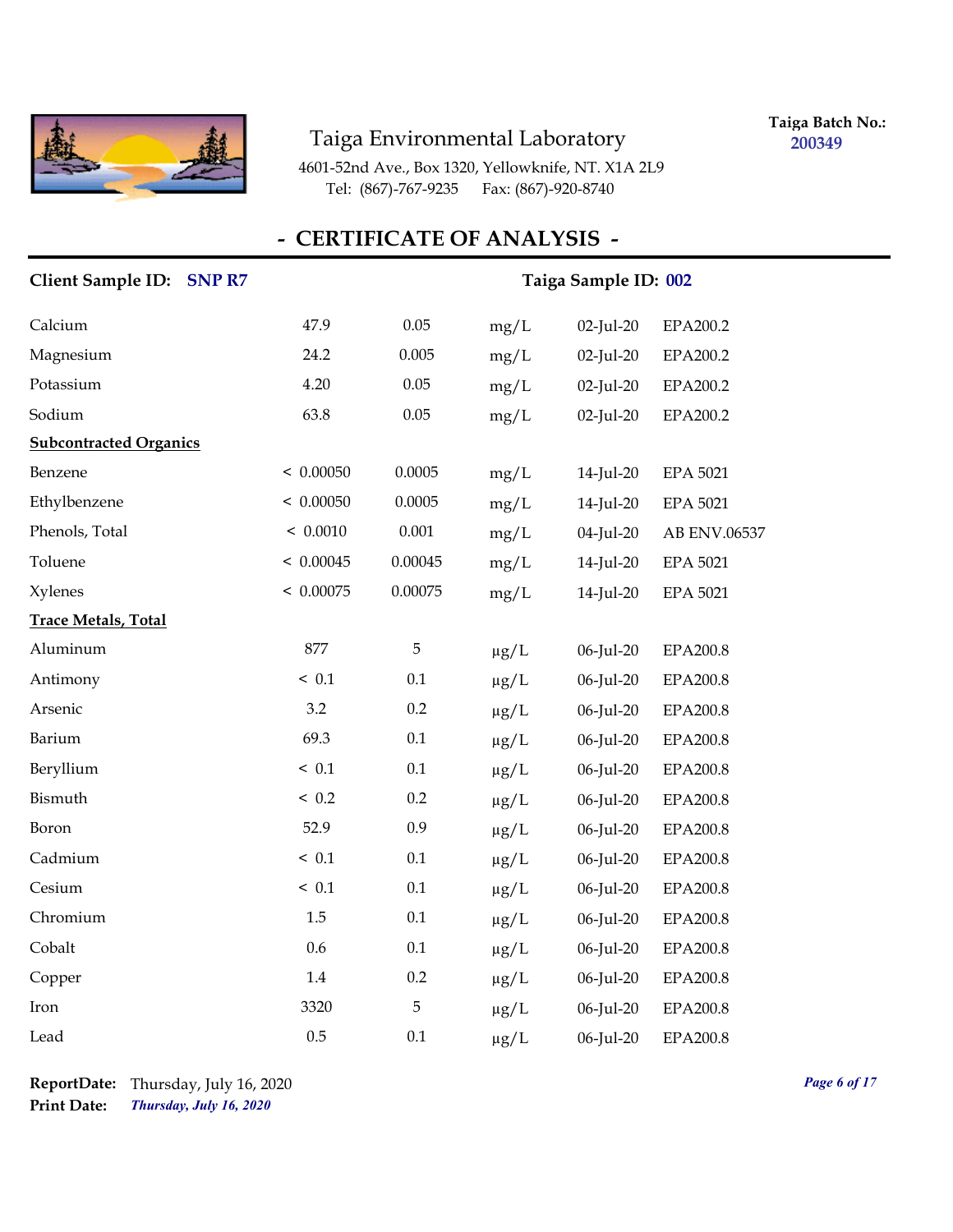Taiga Environmental Laboratory
4601-52nd Ave., Box 1320, Yellowknife, NT. X1A 2L9
Tel: (867)-767-9235 Fax: (867)-920-8740

**Taiga Batch No.:** 200349

## - CERTIFICATE OF ANALYSIS -

**Client Sample ID:** SNP R7 **Taiga Sample ID:** 002

| | | | | | |
|---|---|---|---|---|---|
| Calcium | 47.9 | 0.05 | mg/L | 02-Jul-20 | EPA200.2 |
| Magnesium | 24.2 | 0.005 | mg/L | 02-Jul-20 | EPA200.2 |
| Potassium | 4.20 | 0.05 | mg/L | 02-Jul-20 | EPA200.2 |
| Sodium | 63.8 | 0.05 | mg/L | 02-Jul-20 | EPA200.2 |
| **Subcontracted Organics** | | | | | |
| Benzene | < 0.00050 | 0.0005 | mg/L | 14-Jul-20 | EPA 5021 |
| Ethylbenzene | < 0.00050 | 0.0005 | mg/L | 14-Jul-20 | EPA 5021 |
| Phenols, Total | < 0.0010 | 0.001 | mg/L | 04-Jul-20 | AB ENV.06537 |
| Toluene | < 0.00045 | 0.00045 | mg/L | 14-Jul-20 | EPA 5021 |
| Xylenes | < 0.00075 | 0.00075 | mg/L | 14-Jul-20 | EPA 5021 |
| **Trace Metals, Total** | | | | | |
| Aluminum | 877 | 5 | µg/L | 06-Jul-20 | EPA200.8 |
| Antimony | < 0.1 | 0.1 | µg/L | 06-Jul-20 | EPA200.8 |
| Arsenic | 3.2 | 0.2 | µg/L | 06-Jul-20 | EPA200.8 |
| Barium | 69.3 | 0.1 | µg/L | 06-Jul-20 | EPA200.8 |
| Beryllium | < 0.1 | 0.1 | µg/L | 06-Jul-20 | EPA200.8 |
| Bismuth | < 0.2 | 0.2 | µg/L | 06-Jul-20 | EPA200.8 |
| Boron | 52.9 | 0.9 | µg/L | 06-Jul-20 | EPA200.8 |
| Cadmium | < 0.1 | 0.1 | µg/L | 06-Jul-20 | EPA200.8 |
| Cesium | < 0.1 | 0.1 | µg/L | 06-Jul-20 | EPA200.8 |
| Chromium | 1.5 | 0.1 | µg/L | 06-Jul-20 | EPA200.8 |
| Cobalt | 0.6 | 0.1 | µg/L | 06-Jul-20 | EPA200.8 |
| Copper | 1.4 | 0.2 | µg/L | 06-Jul-20 | EPA200.8 |
| Iron | 3320 | 5 | µg/L | 06-Jul-20 | EPA200.8 |
| Lead | 0.5 | 0.1 | µg/L | 06-Jul-20 | EPA200.8 |

**ReportDate:** Thursday, July 16, 2020
**Print Date:** *Thursday, July 16, 2020*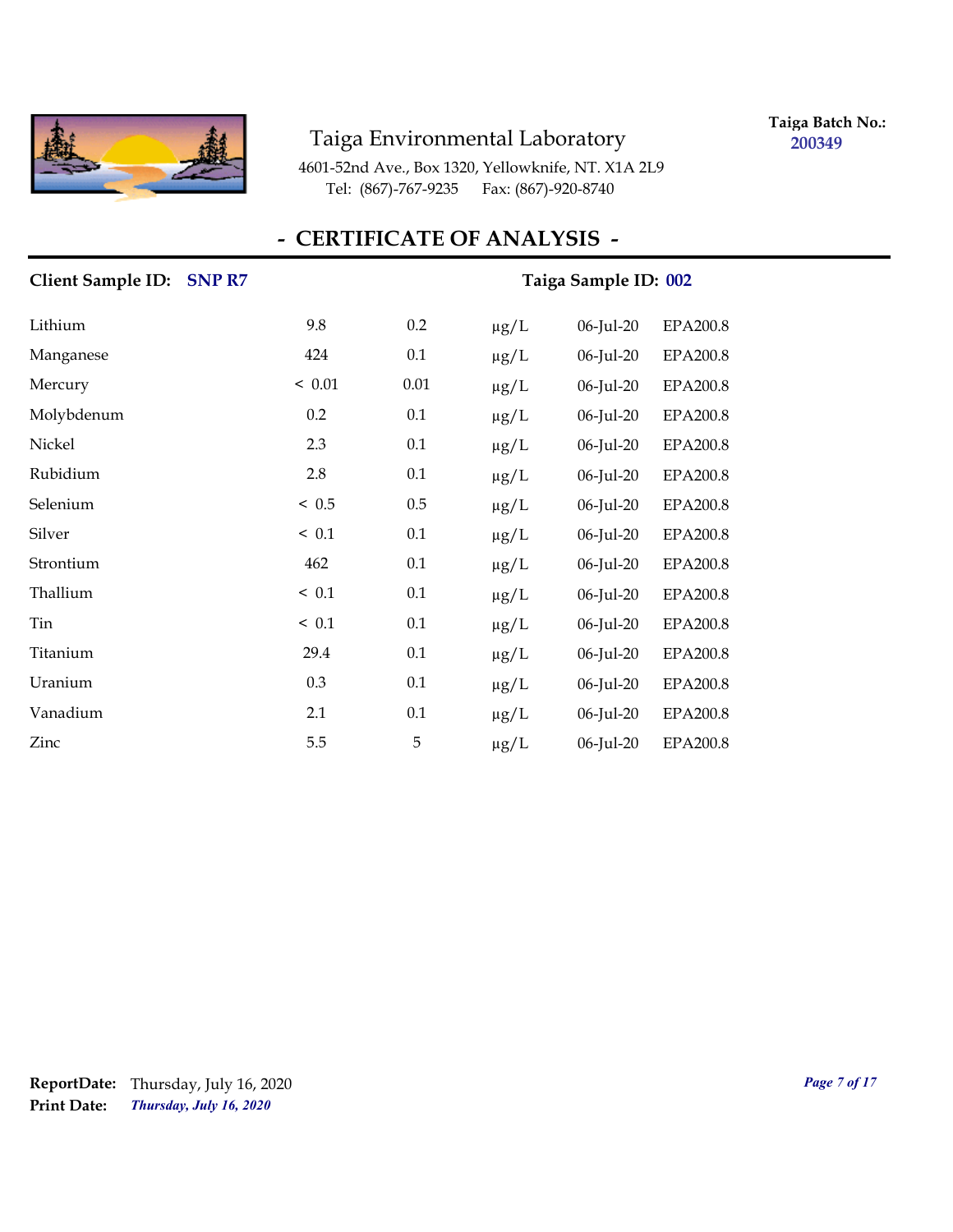Taiga Environmental Laboratory

4601-52nd Ave., Box 1320, Yellowknife, NT. X1A 2L9
Tel: (867)-767-9235 Fax: (867)-920-8740

**Taiga Batch No.:** 200349

## - CERTIFICATE OF ANALYSIS -

**Client Sample ID:** SNP R7 **Taiga Sample ID:** 002

| | | | | | |
|---|---|---|---|---|---|
| Lithium | 9.8 | 0.2 | μg/L | 06-Jul-20 | EPA200.8 |
| Manganese | 424 | 0.1 | μg/L | 06-Jul-20 | EPA200.8 |
| Mercury | < 0.01 | 0.01 | μg/L | 06-Jul-20 | EPA200.8 |
| Molybdenum | 0.2 | 0.1 | μg/L | 06-Jul-20 | EPA200.8 |
| Nickel | 2.3 | 0.1 | μg/L | 06-Jul-20 | EPA200.8 |
| Rubidium | 2.8 | 0.1 | μg/L | 06-Jul-20 | EPA200.8 |
| Selenium | < 0.5 | 0.5 | μg/L | 06-Jul-20 | EPA200.8 |
| Silver | < 0.1 | 0.1 | μg/L | 06-Jul-20 | EPA200.8 |
| Strontium | 462 | 0.1 | μg/L | 06-Jul-20 | EPA200.8 |
| Thallium | < 0.1 | 0.1 | μg/L | 06-Jul-20 | EPA200.8 |
| Tin | < 0.1 | 0.1 | μg/L | 06-Jul-20 | EPA200.8 |
| Titanium | 29.4 | 0.1 | μg/L | 06-Jul-20 | EPA200.8 |
| Uranium | 0.3 | 0.1 | μg/L | 06-Jul-20 | EPA200.8 |
| Vanadium | 2.1 | 0.1 | μg/L | 06-Jul-20 | EPA200.8 |
| Zinc | 5.5 | 5 | μg/L | 06-Jul-20 | EPA200.8 |

**ReportDate:** Thursday, July 16, 2020
**Print Date:** *Thursday, July 16, 2020*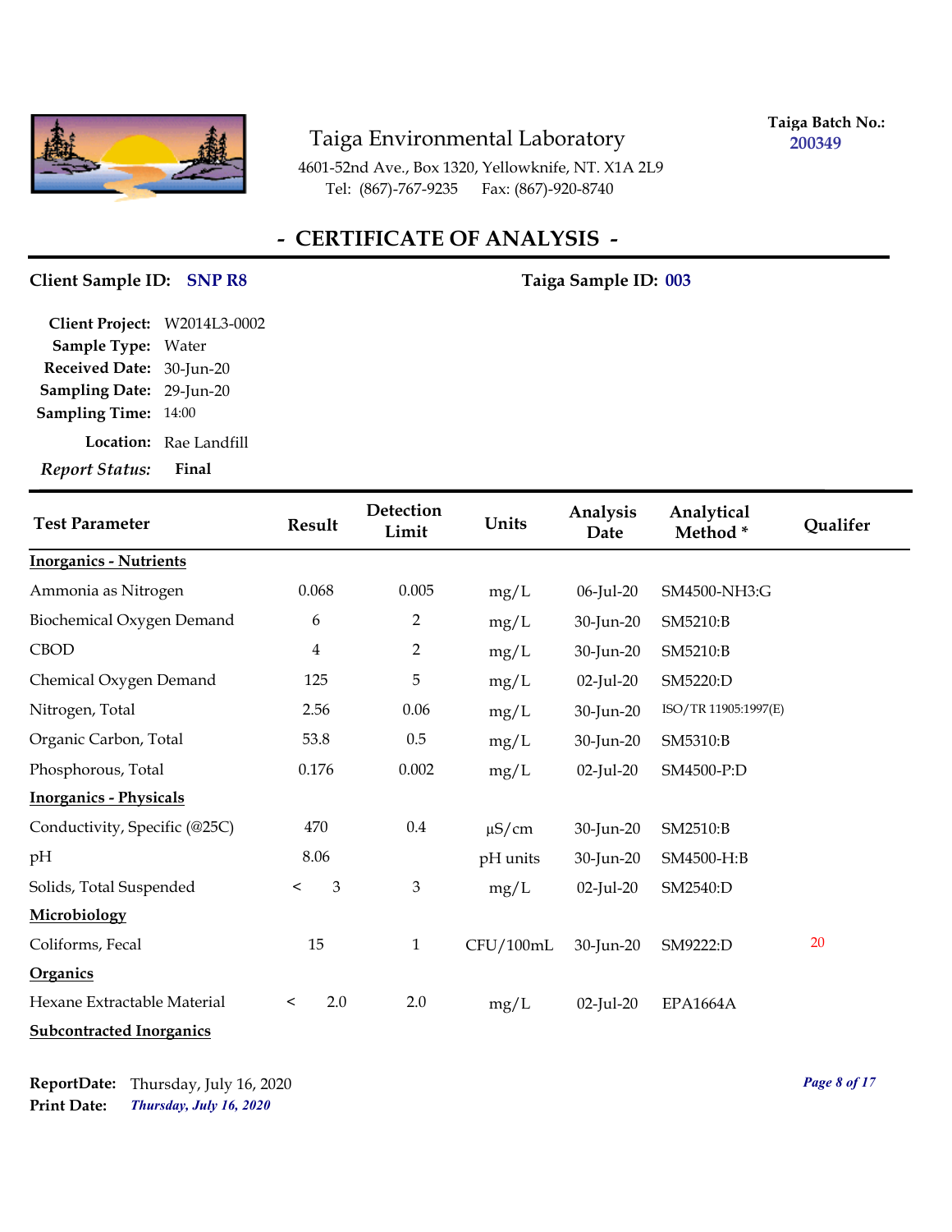# Taiga Environmental Laboratory

4601-52nd Ave., Box 1320, Yellowknife, NT. X1A 2L9
Tel: (867)-767-9235 Fax: (867)-920-8740

**Taiga Batch No.:** 200349

## - CERTIFICATE OF ANALYSIS -

**Client Sample ID:** SNP R8 **Taiga Sample ID:** 003

**Client Project:** W2014L3-0002
**Sample Type:** Water
**Received Date:** 30-Jun-20
**Sampling Date:** 29-Jun-20
**Sampling Time:** 14:00
**Location:** Rae Landfill
*Report Status:* **Final**

| Test Parameter | Result | Detection Limit | Units | Analysis Date | Analytical Method * | Qualifer |
|---|---|---|---|---|---|---|
| **Inorganics - Nutrients** | | | | | | |
| Ammonia as Nitrogen | 0.068 | 0.005 | mg/L | 06-Jul-20 | SM4500-NH3:G | |
| Biochemical Oxygen Demand | 6 | 2 | mg/L | 30-Jun-20 | SM5210:B | |
| CBOD | 4 | 2 | mg/L | 30-Jun-20 | SM5210:B | |
| Chemical Oxygen Demand | 125 | 5 | mg/L | 02-Jul-20 | SM5220:D | |
| Nitrogen, Total | 2.56 | 0.06 | mg/L | 30-Jun-20 | ISO/TR 11905:1997(E) | |
| Organic Carbon, Total | 53.8 | 0.5 | mg/L | 30-Jun-20 | SM5310:B | |
| Phosphorous, Total | 0.176 | 0.002 | mg/L | 02-Jul-20 | SM4500-P:D | |
| **Inorganics - Physicals** | | | | | | |
| Conductivity, Specific (@25C) | 470 | 0.4 | µS/cm | 30-Jun-20 | SM2510:B | |
| pH | 8.06 | | pH units | 30-Jun-20 | SM4500-H:B | |
| Solids, Total Suspended | < 3 | 3 | mg/L | 02-Jul-20 | SM2540:D | |
| **Microbiology** | | | | | | |
| Coliforms, Fecal | 15 | 1 | CFU/100mL | 30-Jun-20 | SM9222:D | 20 |
| **Organics** | | | | | | |
| Hexane Extractable Material | < 2.0 | 2.0 | mg/L | 02-Jul-20 | EPA1664A | |
| **Subcontracted Inorganics** | | | | | | |

**ReportDate:** Thursday, July 16, 2020
**Print Date:** *Thursday, July 16, 2020*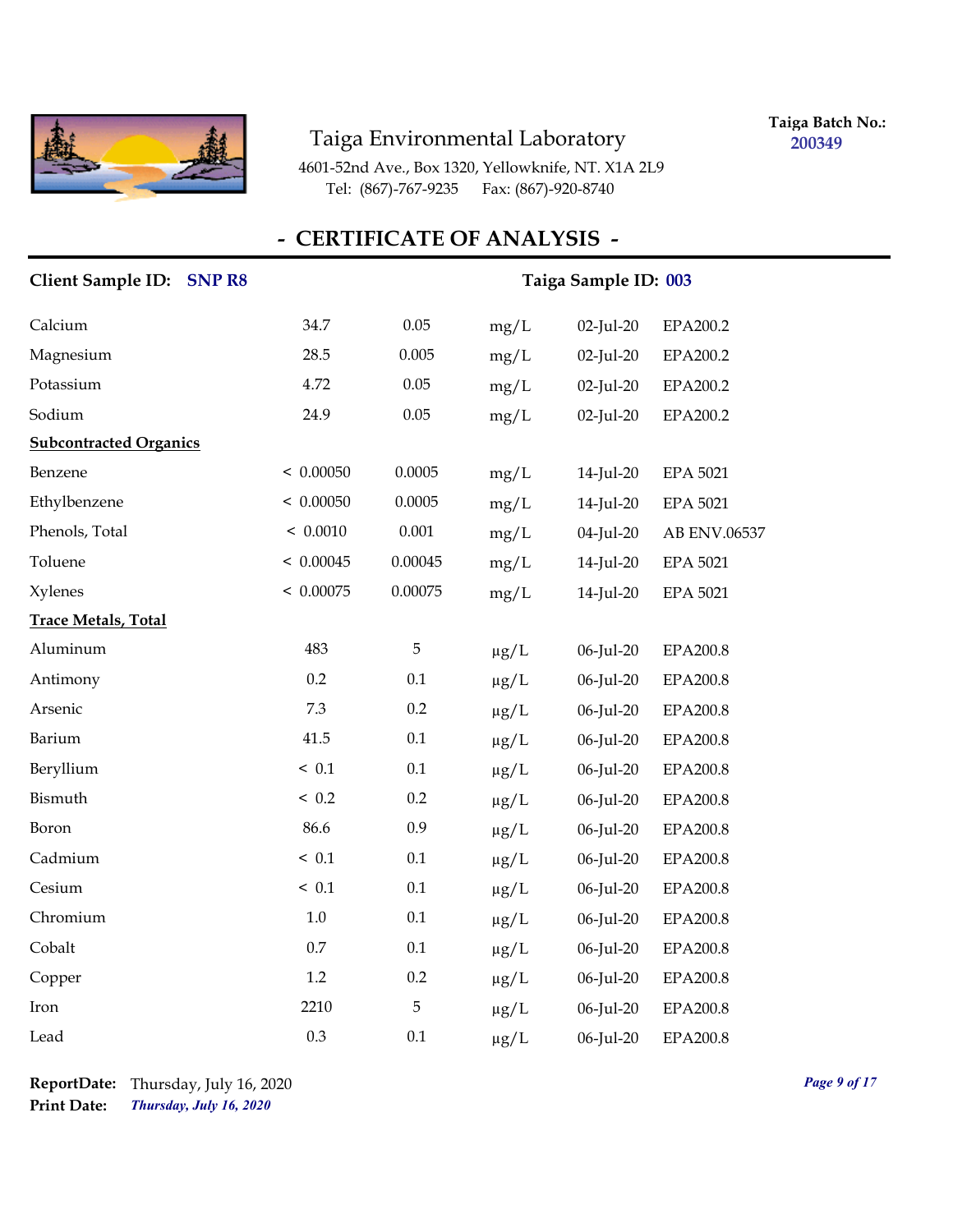Taiga Environmental Laboratory

4601-52nd Ave., Box 1320, Yellowknife, NT. X1A 2L9
Tel: (867)-767-9235 Fax: (867)-920-8740

**Taiga Batch No.:** 200349

# - CERTIFICATE OF ANALYSIS -

**Client Sample ID:** SNP R8 **Taiga Sample ID:** 003

| | | | | | |
|---|---|---|---|---|---|
| Calcium | 34.7 | 0.05 | mg/L | 02-Jul-20 | EPA200.2 |
| Magnesium | 28.5 | 0.005 | mg/L | 02-Jul-20 | EPA200.2 |
| Potassium | 4.72 | 0.05 | mg/L | 02-Jul-20 | EPA200.2 |
| Sodium | 24.9 | 0.05 | mg/L | 02-Jul-20 | EPA200.2 |
| **Subcontracted Organics** | | | | | |
| Benzene | < 0.00050 | 0.0005 | mg/L | 14-Jul-20 | EPA 5021 |
| Ethylbenzene | < 0.00050 | 0.0005 | mg/L | 14-Jul-20 | EPA 5021 |
| Phenols, Total | < 0.0010 | 0.001 | mg/L | 04-Jul-20 | AB ENV.06537 |
| Toluene | < 0.00045 | 0.00045 | mg/L | 14-Jul-20 | EPA 5021 |
| Xylenes | < 0.00075 | 0.00075 | mg/L | 14-Jul-20 | EPA 5021 |
| **Trace Metals, Total** | | | | | |
| Aluminum | 483 | 5 | µg/L | 06-Jul-20 | EPA200.8 |
| Antimony | 0.2 | 0.1 | µg/L | 06-Jul-20 | EPA200.8 |
| Arsenic | 7.3 | 0.2 | µg/L | 06-Jul-20 | EPA200.8 |
| Barium | 41.5 | 0.1 | µg/L | 06-Jul-20 | EPA200.8 |
| Beryllium | < 0.1 | 0.1 | µg/L | 06-Jul-20 | EPA200.8 |
| Bismuth | < 0.2 | 0.2 | µg/L | 06-Jul-20 | EPA200.8 |
| Boron | 86.6 | 0.9 | µg/L | 06-Jul-20 | EPA200.8 |
| Cadmium | < 0.1 | 0.1 | µg/L | 06-Jul-20 | EPA200.8 |
| Cesium | < 0.1 | 0.1 | µg/L | 06-Jul-20 | EPA200.8 |
| Chromium | 1.0 | 0.1 | µg/L | 06-Jul-20 | EPA200.8 |
| Cobalt | 0.7 | 0.1 | µg/L | 06-Jul-20 | EPA200.8 |
| Copper | 1.2 | 0.2 | µg/L | 06-Jul-20 | EPA200.8 |
| Iron | 2210 | 5 | µg/L | 06-Jul-20 | EPA200.8 |
| Lead | 0.3 | 0.1 | µg/L | 06-Jul-20 | EPA200.8 |

**ReportDate:** Thursday, July 16, 2020
**Print Date:** *Thursday, July 16, 2020*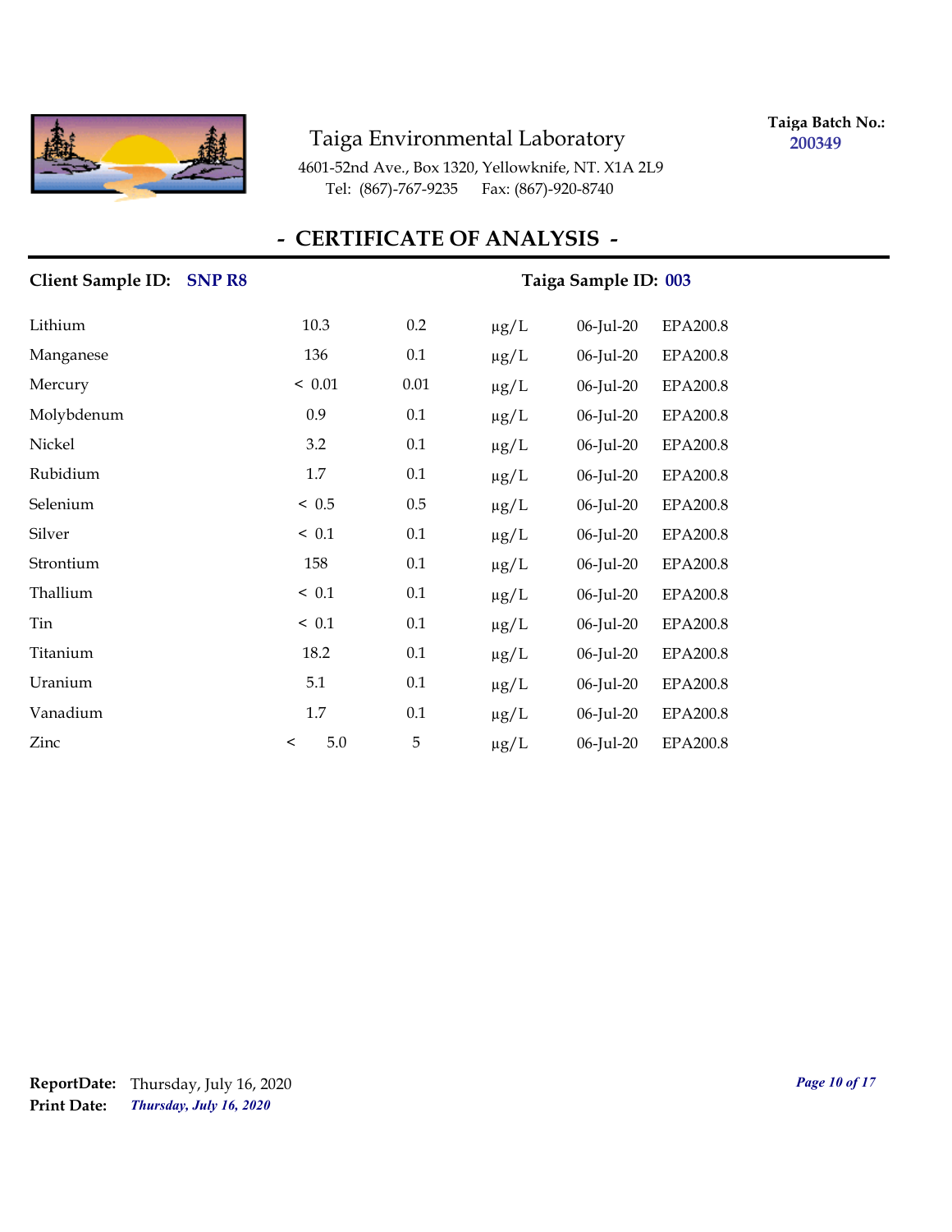Taiga Environmental Laboratory

4601-52nd Ave., Box 1320, Yellowknife, NT. X1A 2L9
Tel: (867)-767-9235 Fax: (867)-920-8740

**Taiga Batch No.:** 200349

## - CERTIFICATE OF ANALYSIS -

**Client Sample ID:** SNP R8 **Taiga Sample ID:** 003

| | | | | | |
|---|---|---|---|---|---|
| Lithium | 10.3 | 0.2 | µg/L | 06-Jul-20 | EPA200.8 |
| Manganese | 136 | 0.1 | µg/L | 06-Jul-20 | EPA200.8 |
| Mercury | < 0.01 | 0.01 | µg/L | 06-Jul-20 | EPA200.8 |
| Molybdenum | 0.9 | 0.1 | µg/L | 06-Jul-20 | EPA200.8 |
| Nickel | 3.2 | 0.1 | µg/L | 06-Jul-20 | EPA200.8 |
| Rubidium | 1.7 | 0.1 | µg/L | 06-Jul-20 | EPA200.8 |
| Selenium | < 0.5 | 0.5 | µg/L | 06-Jul-20 | EPA200.8 |
| Silver | < 0.1 | 0.1 | µg/L | 06-Jul-20 | EPA200.8 |
| Strontium | 158 | 0.1 | µg/L | 06-Jul-20 | EPA200.8 |
| Thallium | < 0.1 | 0.1 | µg/L | 06-Jul-20 | EPA200.8 |
| Tin | < 0.1 | 0.1 | µg/L | 06-Jul-20 | EPA200.8 |
| Titanium | 18.2 | 0.1 | µg/L | 06-Jul-20 | EPA200.8 |
| Uranium | 5.1 | 0.1 | µg/L | 06-Jul-20 | EPA200.8 |
| Vanadium | 1.7 | 0.1 | µg/L | 06-Jul-20 | EPA200.8 |
| Zinc | < 5.0 | 5 | µg/L | 06-Jul-20 | EPA200.8 |

**ReportDate:** Thursday, July 16, 2020
**Print Date:** *Thursday, July 16, 2020*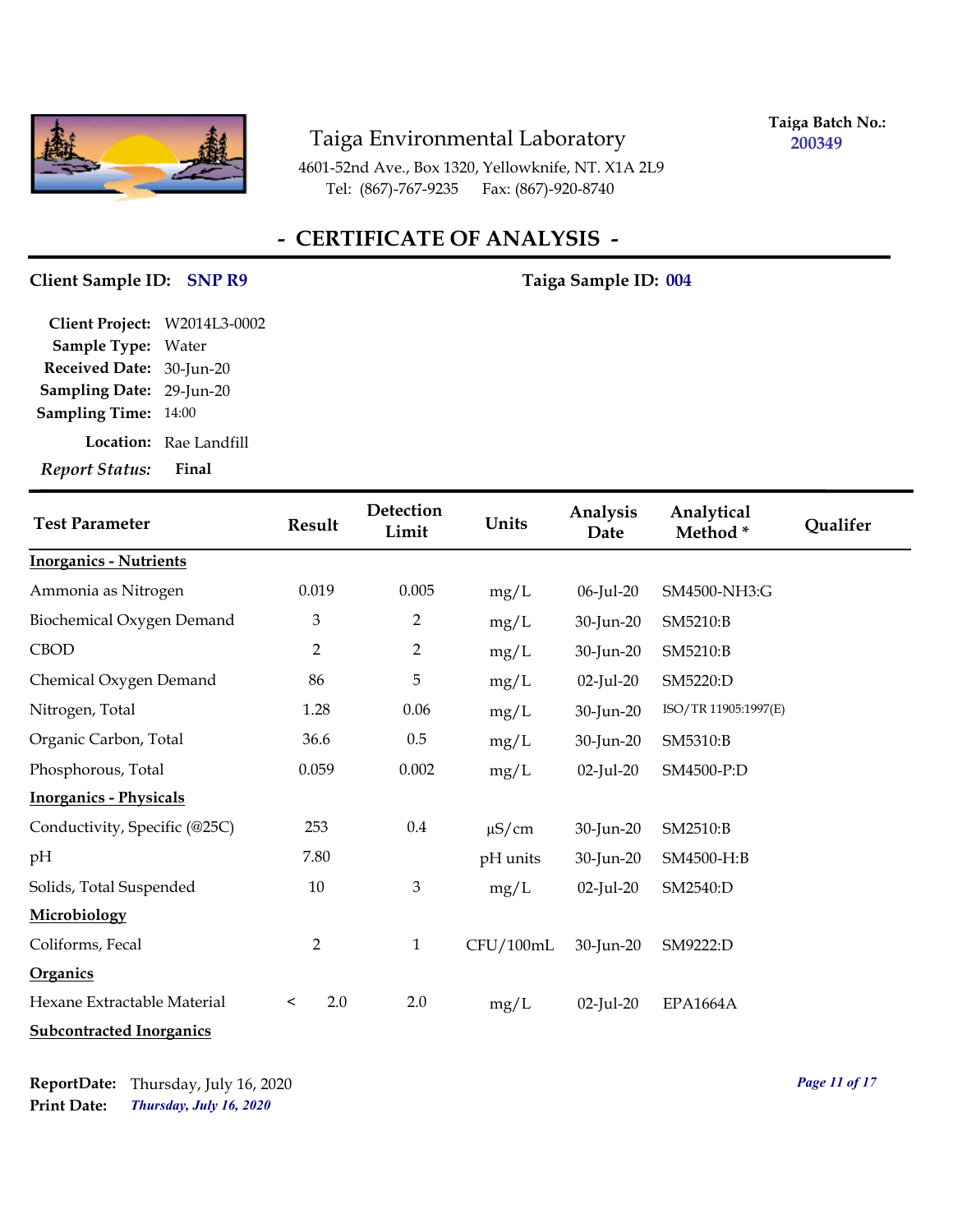# Taiga Environmental Laboratory

4601-52nd Ave., Box 1320, Yellowknife, NT. X1A 2L9
Tel: (867)-767-9235 Fax: (867)-920-8740

**Taiga Batch No.:** 200349

## - CERTIFICATE OF ANALYSIS -

**Client Sample ID:** SNP R9 **Taiga Sample ID:** 004

**Client Project:** W2014L3-0002
**Sample Type:** Water
**Received Date:** 30-Jun-20
**Sampling Date:** 29-Jun-20
**Sampling Time:** 14:00
**Location:** Rae Landfill
*Report Status:* **Final**

| Test Parameter | Result | Detection Limit | Units | Analysis Date | Analytical Method * | Qualifer |
|---|---|---|---|---|---|---|
| **Inorganics - Nutrients** | | | | | | |
| Ammonia as Nitrogen | 0.019 | 0.005 | mg/L | 06-Jul-20 | SM4500-NH3:G | |
| Biochemical Oxygen Demand | 3 | 2 | mg/L | 30-Jun-20 | SM5210:B | |
| CBOD | 2 | 2 | mg/L | 30-Jun-20 | SM5210:B | |
| Chemical Oxygen Demand | 86 | 5 | mg/L | 02-Jul-20 | SM5220:D | |
| Nitrogen, Total | 1.28 | 0.06 | mg/L | 30-Jun-20 | ISO/TR 11905:1997(E) | |
| Organic Carbon, Total | 36.6 | 0.5 | mg/L | 30-Jun-20 | SM5310:B | |
| Phosphorous, Total | 0.059 | 0.002 | mg/L | 02-Jul-20 | SM4500-P:D | |
| **Inorganics - Physicals** | | | | | | |
| Conductivity, Specific (@25C) | 253 | 0.4 | µS/cm | 30-Jun-20 | SM2510:B | |
| pH | 7.80 | | pH units | 30-Jun-20 | SM4500-H:B | |
| Solids, Total Suspended | 10 | 3 | mg/L | 02-Jul-20 | SM2540:D | |
| **Microbiology** | | | | | | |
| Coliforms, Fecal | 2 | 1 | CFU/100mL | 30-Jun-20 | SM9222:D | |
| **Organics** | | | | | | |
| Hexane Extractable Material | < 2.0 | 2.0 | mg/L | 02-Jul-20 | EPA1664A | |
| **Subcontracted Inorganics** | | | | | | |

**ReportDate:** Thursday, July 16, 2020
**Print Date:** *Thursday, July 16, 2020*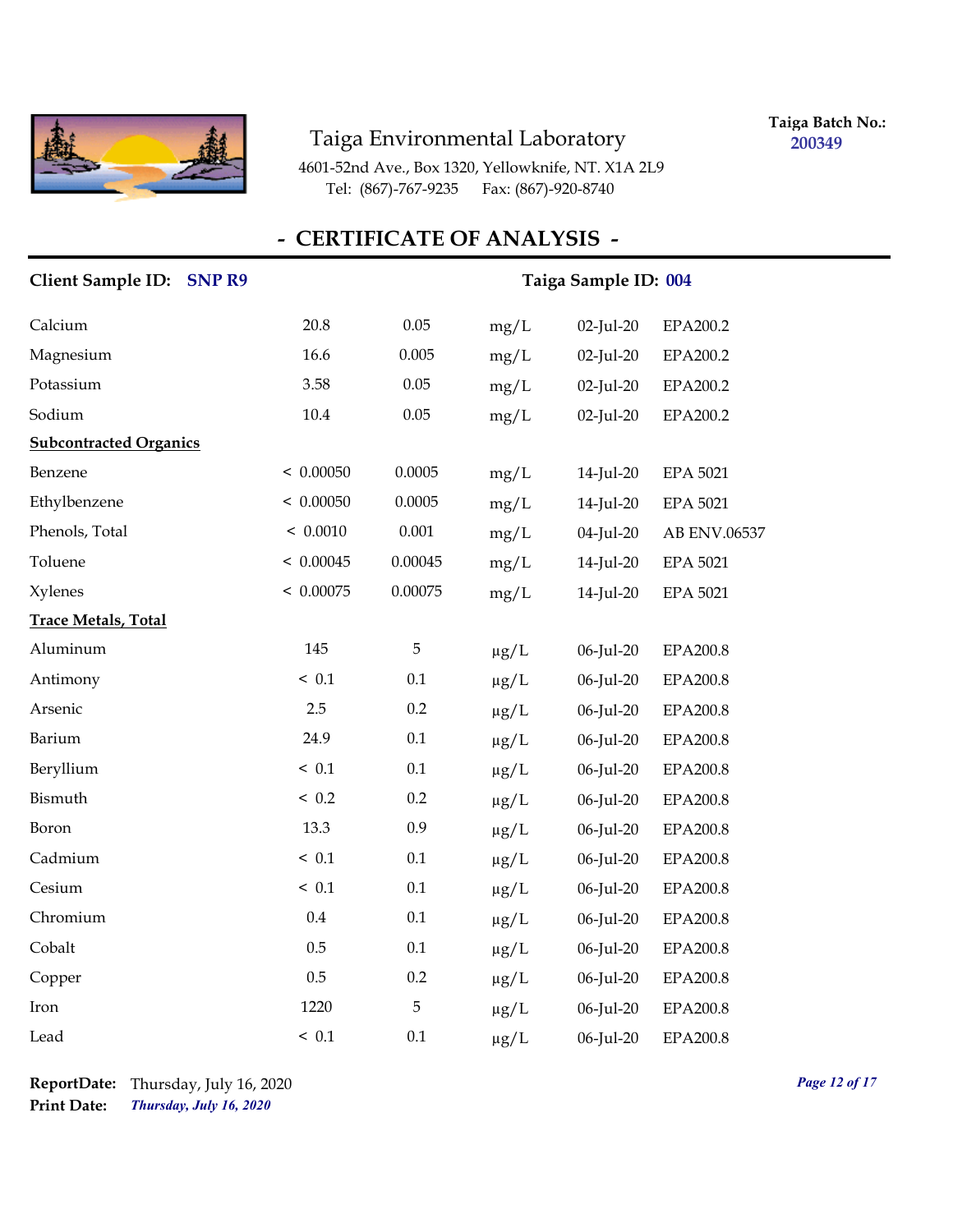Taiga Environmental Laboratory

4601-52nd Ave., Box 1320, Yellowknife, NT. X1A 2L9
Tel: (867)-767-9235 Fax: (867)-920-8740

**Taiga Batch No.:** 200349

# - CERTIFICATE OF ANALYSIS -

**Client Sample ID:** SNP R9 **Taiga Sample ID:** 004

| | | | | | |
|---|---|---|---|---|---|
| Calcium | 20.8 | 0.05 | mg/L | 02-Jul-20 | EPA200.2 |
| Magnesium | 16.6 | 0.005 | mg/L | 02-Jul-20 | EPA200.2 |
| Potassium | 3.58 | 0.05 | mg/L | 02-Jul-20 | EPA200.2 |
| Sodium | 10.4 | 0.05 | mg/L | 02-Jul-20 | EPA200.2 |
| **Subcontracted Organics** | | | | | |
| Benzene | < 0.00050 | 0.0005 | mg/L | 14-Jul-20 | EPA 5021 |
| Ethylbenzene | < 0.00050 | 0.0005 | mg/L | 14-Jul-20 | EPA 5021 |
| Phenols, Total | < 0.0010 | 0.001 | mg/L | 04-Jul-20 | AB ENV.06537 |
| Toluene | < 0.00045 | 0.00045 | mg/L | 14-Jul-20 | EPA 5021 |
| Xylenes | < 0.00075 | 0.00075 | mg/L | 14-Jul-20 | EPA 5021 |
| **Trace Metals, Total** | | | | | |
| Aluminum | 145 | 5 | µg/L | 06-Jul-20 | EPA200.8 |
| Antimony | < 0.1 | 0.1 | µg/L | 06-Jul-20 | EPA200.8 |
| Arsenic | 2.5 | 0.2 | µg/L | 06-Jul-20 | EPA200.8 |
| Barium | 24.9 | 0.1 | µg/L | 06-Jul-20 | EPA200.8 |
| Beryllium | < 0.1 | 0.1 | µg/L | 06-Jul-20 | EPA200.8 |
| Bismuth | < 0.2 | 0.2 | µg/L | 06-Jul-20 | EPA200.8 |
| Boron | 13.3 | 0.9 | µg/L | 06-Jul-20 | EPA200.8 |
| Cadmium | < 0.1 | 0.1 | µg/L | 06-Jul-20 | EPA200.8 |
| Cesium | < 0.1 | 0.1 | µg/L | 06-Jul-20 | EPA200.8 |
| Chromium | 0.4 | 0.1 | µg/L | 06-Jul-20 | EPA200.8 |
| Cobalt | 0.5 | 0.1 | µg/L | 06-Jul-20 | EPA200.8 |
| Copper | 0.5 | 0.2 | µg/L | 06-Jul-20 | EPA200.8 |
| Iron | 1220 | 5 | µg/L | 06-Jul-20 | EPA200.8 |
| Lead | < 0.1 | 0.1 | µg/L | 06-Jul-20 | EPA200.8 |

**ReportDate:** Thursday, July 16, 2020
**Print Date:** *Thursday, July 16, 2020*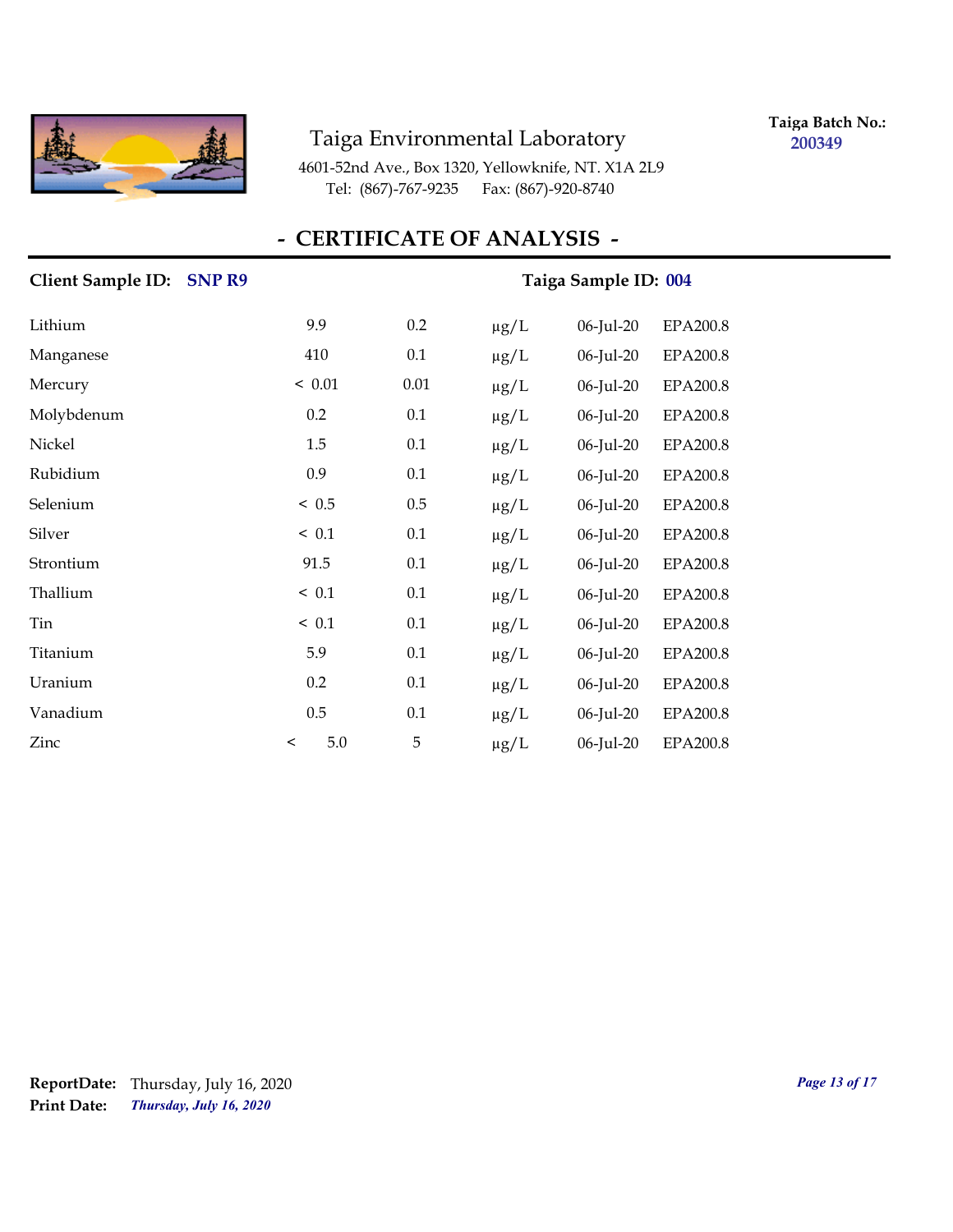Taiga Environmental Laboratory

4601-52nd Ave., Box 1320, Yellowknife, NT. X1A 2L9
Tel: (867)-767-9235 Fax: (867)-920-8740

**Taiga Batch No.:** 200349

## - CERTIFICATE OF ANALYSIS -

**Client Sample ID:** SNP R9 **Taiga Sample ID:** 004

| | | | | | |
|---|---|---|---|---|---|
| Lithium | 9.9 | 0.2 | µg/L | 06-Jul-20 | EPA200.8 |
| Manganese | 410 | 0.1 | µg/L | 06-Jul-20 | EPA200.8 |
| Mercury | < 0.01 | 0.01 | µg/L | 06-Jul-20 | EPA200.8 |
| Molybdenum | 0.2 | 0.1 | µg/L | 06-Jul-20 | EPA200.8 |
| Nickel | 1.5 | 0.1 | µg/L | 06-Jul-20 | EPA200.8 |
| Rubidium | 0.9 | 0.1 | µg/L | 06-Jul-20 | EPA200.8 |
| Selenium | < 0.5 | 0.5 | µg/L | 06-Jul-20 | EPA200.8 |
| Silver | < 0.1 | 0.1 | µg/L | 06-Jul-20 | EPA200.8 |
| Strontium | 91.5 | 0.1 | µg/L | 06-Jul-20 | EPA200.8 |
| Thallium | < 0.1 | 0.1 | µg/L | 06-Jul-20 | EPA200.8 |
| Tin | < 0.1 | 0.1 | µg/L | 06-Jul-20 | EPA200.8 |
| Titanium | 5.9 | 0.1 | µg/L | 06-Jul-20 | EPA200.8 |
| Uranium | 0.2 | 0.1 | µg/L | 06-Jul-20 | EPA200.8 |
| Vanadium | 0.5 | 0.1 | µg/L | 06-Jul-20 | EPA200.8 |
| Zinc | < 5.0 | 5 | µg/L | 06-Jul-20 | EPA200.8 |

**ReportDate:** Thursday, July 16, 2020
**Print Date:** *Thursday, July 16, 2020*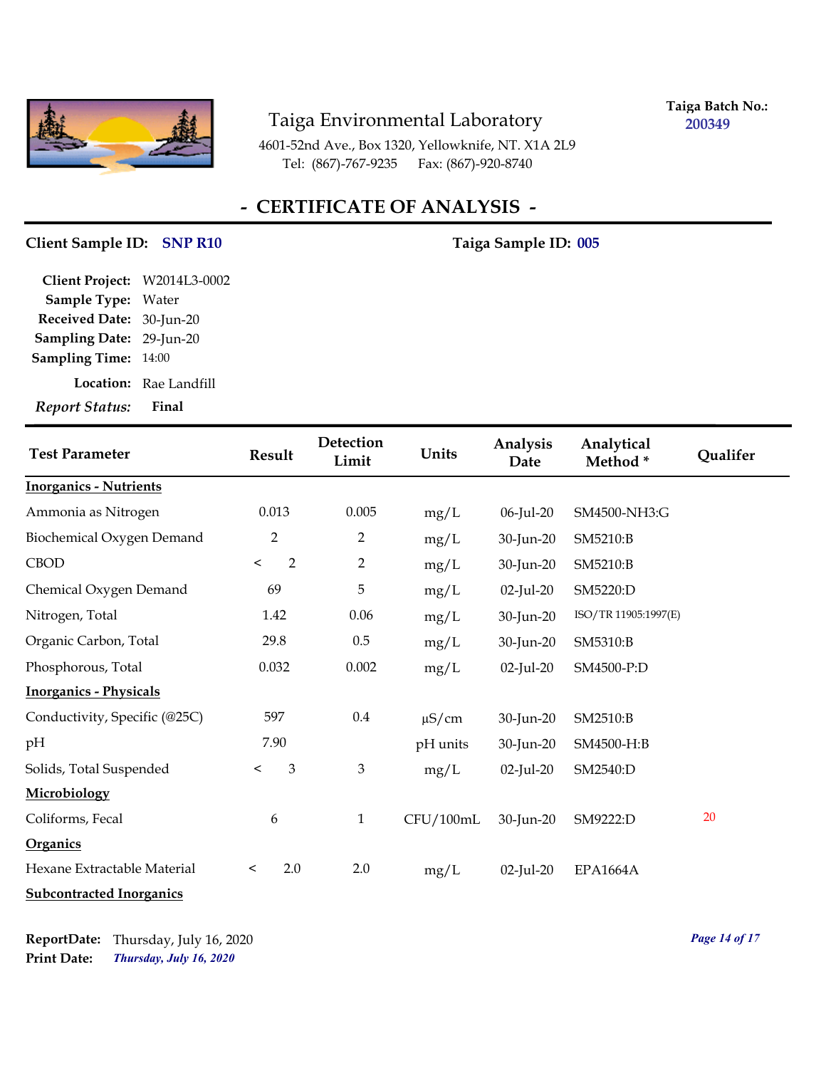Taiga Environmental Laboratory

4601-52nd Ave., Box 1320, Yellowknife, NT. X1A 2L9
Tel: (867)-767-9235 Fax: (867)-920-8740

**Taiga Batch No.:** 200349

# - CERTIFICATE OF ANALYSIS -

**Client Sample ID:** SNP R10 **Taiga Sample ID:** 005

**Client Project:** W2014L3-0002
**Sample Type:** Water
**Received Date:** 30-Jun-20
**Sampling Date:** 29-Jun-20
**Sampling Time:** 14:00
**Location:** Rae Landfill
***Report Status:*** **Final**

| Test Parameter | Result | Detection Limit | Units | Analysis Date | Analytical Method * | Qualifer |
|---|---|---|---|---|---|---|
| **Inorganics - Nutrients** | | | | | | |
| Ammonia as Nitrogen | 0.013 | 0.005 | mg/L | 06-Jul-20 | SM4500-NH3:G | |
| Biochemical Oxygen Demand | 2 | 2 | mg/L | 30-Jun-20 | SM5210:B | |
| CBOD | < 2 | 2 | mg/L | 30-Jun-20 | SM5210:B | |
| Chemical Oxygen Demand | 69 | 5 | mg/L | 02-Jul-20 | SM5220:D | |
| Nitrogen, Total | 1.42 | 0.06 | mg/L | 30-Jun-20 | ISO/TR 11905:1997(E) | |
| Organic Carbon, Total | 29.8 | 0.5 | mg/L | 30-Jun-20 | SM5310:B | |
| Phosphorous, Total | 0.032 | 0.002 | mg/L | 02-Jul-20 | SM4500-P:D | |
| **Inorganics - Physicals** | | | | | | |
| Conductivity, Specific (@25C) | 597 | 0.4 | µS/cm | 30-Jun-20 | SM2510:B | |
| pH | 7.90 | | pH units | 30-Jun-20 | SM4500-H:B | |
| Solids, Total Suspended | < 3 | 3 | mg/L | 02-Jul-20 | SM2540:D | |
| **Microbiology** | | | | | | |
| Coliforms, Fecal | 6 | 1 | CFU/100mL | 30-Jun-20 | SM9222:D | 20 |
| **Organics** | | | | | | |
| Hexane Extractable Material | < 2.0 | 2.0 | mg/L | 02-Jul-20 | EPA1664A | |
| **Subcontracted Inorganics** | | | | | | |

**ReportDate:** Thursday, July 16, 2020
**Print Date:** ***Thursday, July 16, 2020***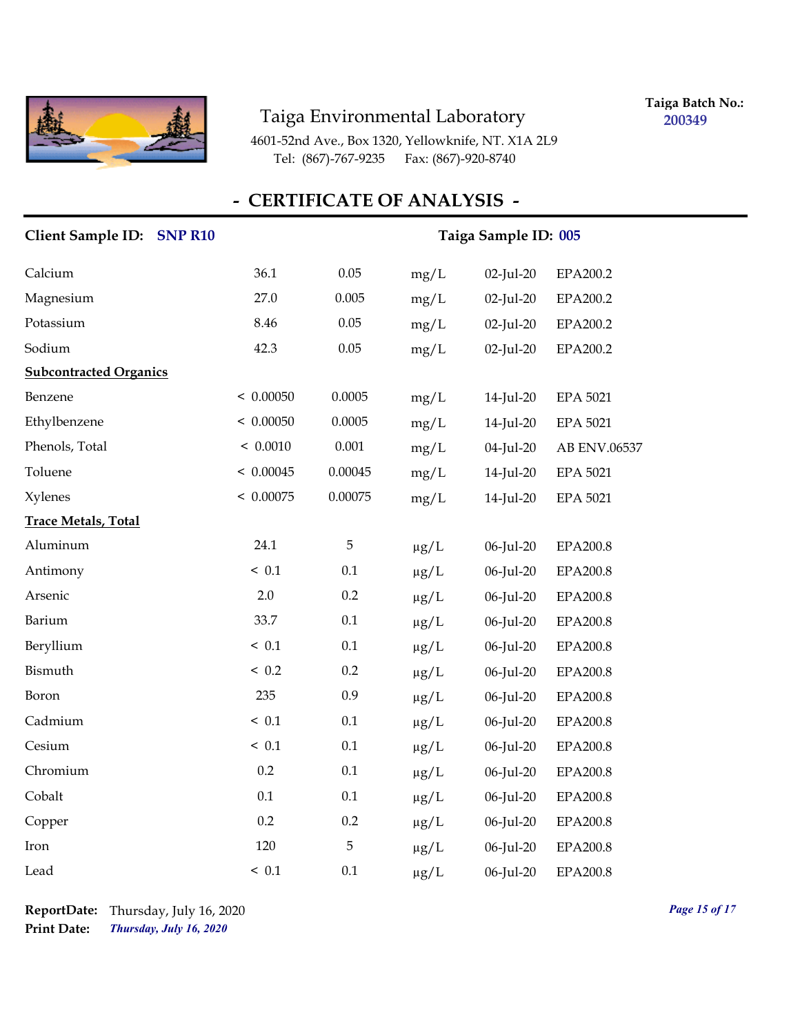# Taiga Environmental Laboratory

4601-52nd Ave., Box 1320, Yellowknife, NT. X1A 2L9
Tel: (867)-767-9235 Fax: (867)-920-8740

**Taiga Batch No.:** 200349

## - CERTIFICATE OF ANALYSIS -

**Client Sample ID:** SNP R10 **Taiga Sample ID:** 005

| | | | | | |
|---|---|---|---|---|---|
| Calcium | 36.1 | 0.05 | mg/L | 02-Jul-20 | EPA200.2 |
| Magnesium | 27.0 | 0.005 | mg/L | 02-Jul-20 | EPA200.2 |
| Potassium | 8.46 | 0.05 | mg/L | 02-Jul-20 | EPA200.2 |
| Sodium | 42.3 | 0.05 | mg/L | 02-Jul-20 | EPA200.2 |
| **Subcontracted Organics** | | | | | |
| Benzene | < 0.00050 | 0.0005 | mg/L | 14-Jul-20 | EPA 5021 |
| Ethylbenzene | < 0.00050 | 0.0005 | mg/L | 14-Jul-20 | EPA 5021 |
| Phenols, Total | < 0.0010 | 0.001 | mg/L | 04-Jul-20 | AB ENV.06537 |
| Toluene | < 0.00045 | 0.00045 | mg/L | 14-Jul-20 | EPA 5021 |
| Xylenes | < 0.00075 | 0.00075 | mg/L | 14-Jul-20 | EPA 5021 |
| **Trace Metals, Total** | | | | | |
| Aluminum | 24.1 | 5 | µg/L | 06-Jul-20 | EPA200.8 |
| Antimony | < 0.1 | 0.1 | µg/L | 06-Jul-20 | EPA200.8 |
| Arsenic | 2.0 | 0.2 | µg/L | 06-Jul-20 | EPA200.8 |
| Barium | 33.7 | 0.1 | µg/L | 06-Jul-20 | EPA200.8 |
| Beryllium | < 0.1 | 0.1 | µg/L | 06-Jul-20 | EPA200.8 |
| Bismuth | < 0.2 | 0.2 | µg/L | 06-Jul-20 | EPA200.8 |
| Boron | 235 | 0.9 | µg/L | 06-Jul-20 | EPA200.8 |
| Cadmium | < 0.1 | 0.1 | µg/L | 06-Jul-20 | EPA200.8 |
| Cesium | < 0.1 | 0.1 | µg/L | 06-Jul-20 | EPA200.8 |
| Chromium | 0.2 | 0.1 | µg/L | 06-Jul-20 | EPA200.8 |
| Cobalt | 0.1 | 0.1 | µg/L | 06-Jul-20 | EPA200.8 |
| Copper | 0.2 | 0.2 | µg/L | 06-Jul-20 | EPA200.8 |
| Iron | 120 | 5 | µg/L | 06-Jul-20 | EPA200.8 |
| Lead | < 0.1 | 0.1 | µg/L | 06-Jul-20 | EPA200.8 |

**ReportDate:** Thursday, July 16, 2020
**Print Date:** *Thursday, July 16, 2020*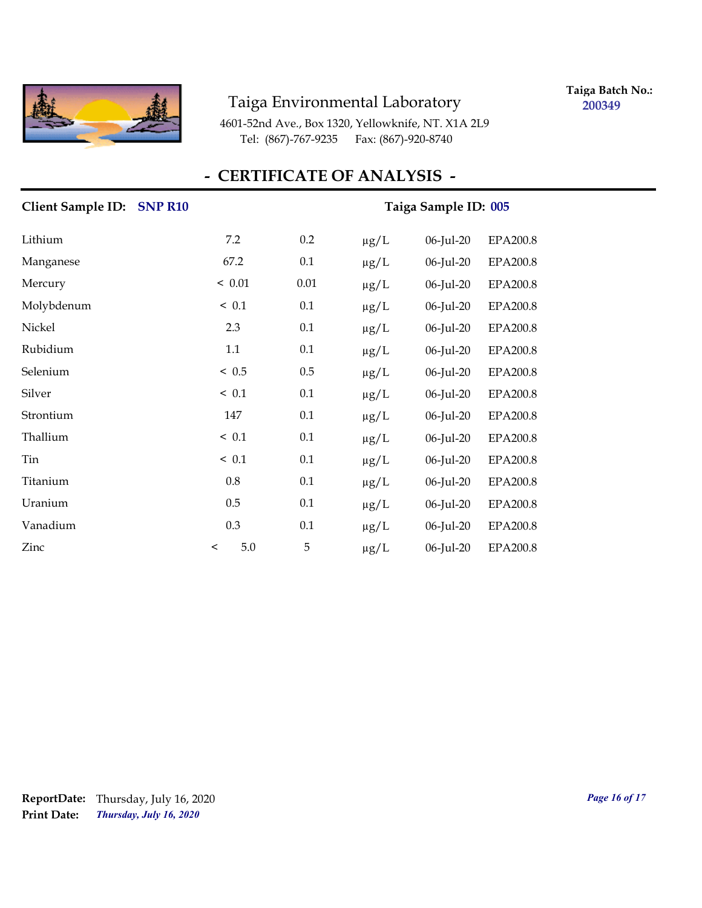Taiga Environmental Laboratory

4601-52nd Ave., Box 1320, Yellowknife, NT. X1A 2L9

Tel: (867)-767-9235 Fax: (867)-920-8740

**Taiga Batch No.: 200349**

## - CERTIFICATE OF ANALYSIS -

**Client Sample ID: SNP R10** **Taiga Sample ID: 005**

| | | | | | |
|---|---|---|---|---|---|
| Lithium | 7.2 | 0.2 | µg/L | 06-Jul-20 | EPA200.8 |
| Manganese | 67.2 | 0.1 | µg/L | 06-Jul-20 | EPA200.8 |
| Mercury | < 0.01 | 0.01 | µg/L | 06-Jul-20 | EPA200.8 |
| Molybdenum | < 0.1 | 0.1 | µg/L | 06-Jul-20 | EPA200.8 |
| Nickel | 2.3 | 0.1 | µg/L | 06-Jul-20 | EPA200.8 |
| Rubidium | 1.1 | 0.1 | µg/L | 06-Jul-20 | EPA200.8 |
| Selenium | < 0.5 | 0.5 | µg/L | 06-Jul-20 | EPA200.8 |
| Silver | < 0.1 | 0.1 | µg/L | 06-Jul-20 | EPA200.8 |
| Strontium | 147 | 0.1 | µg/L | 06-Jul-20 | EPA200.8 |
| Thallium | < 0.1 | 0.1 | µg/L | 06-Jul-20 | EPA200.8 |
| Tin | < 0.1 | 0.1 | µg/L | 06-Jul-20 | EPA200.8 |
| Titanium | 0.8 | 0.1 | µg/L | 06-Jul-20 | EPA200.8 |
| Uranium | 0.5 | 0.1 | µg/L | 06-Jul-20 | EPA200.8 |
| Vanadium | 0.3 | 0.1 | µg/L | 06-Jul-20 | EPA200.8 |
| Zinc | < 5.0 | 5 | µg/L | 06-Jul-20 | EPA200.8 |

**ReportDate:** Thursday, July 16, 2020

**Print Date:** ***Thursday, July 16, 2020***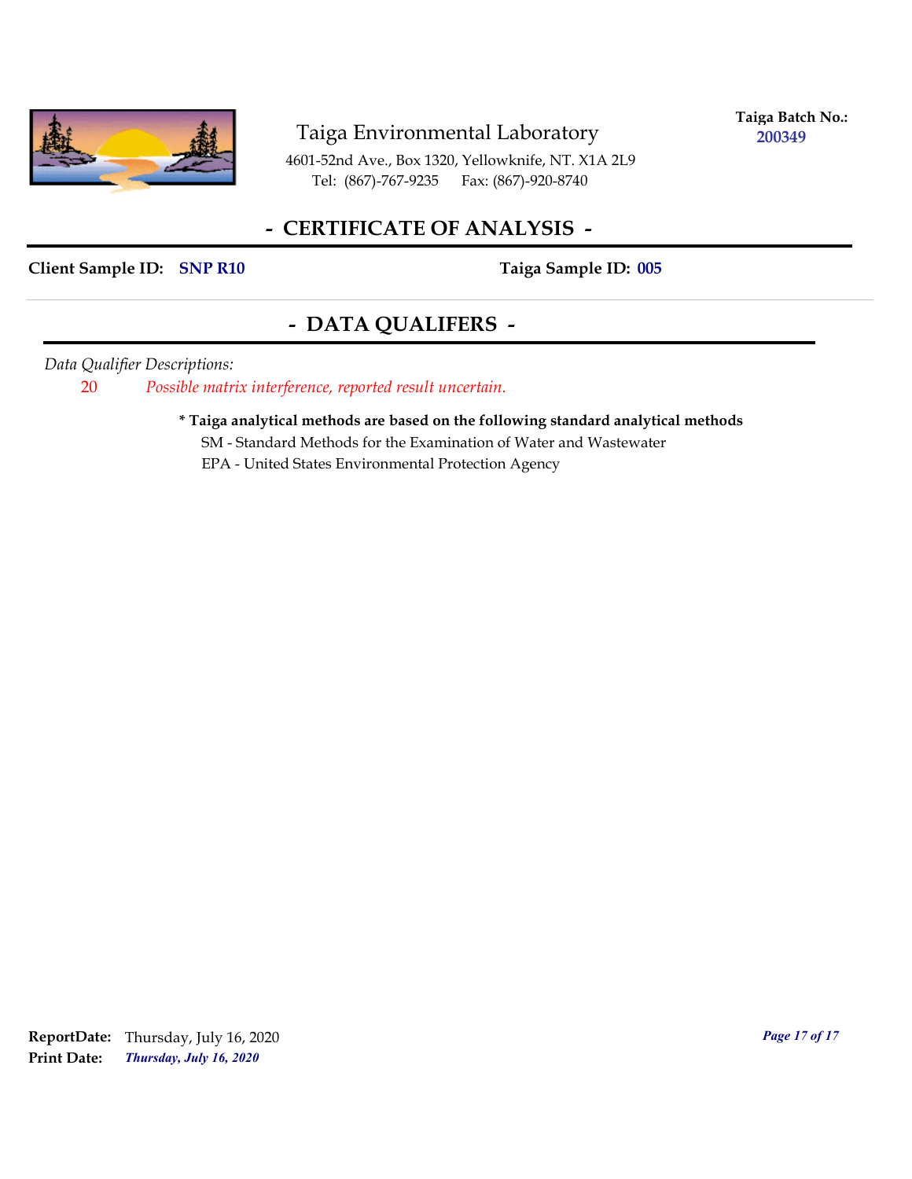Taiga Environmental Laboratory

4601-52nd Ave., Box 1320, Yellowknife, NT. X1A 2L9
Tel: (867)-767-9235 Fax: (867)-920-8740

**Taiga Batch No.:** **200349**

# - CERTIFICATE OF ANALYSIS -

**Client Sample ID:** **SNP R10** **Taiga Sample ID:** **005**

## - DATA QUALIFERS -

*Data Qualifier Descriptions:*

20 *Possible matrix interference, reported result uncertain.*

**\* Taiga analytical methods are based on the following standard analytical methods**

SM - Standard Methods for the Examination of Water and Wastewater
EPA - United States Environmental Protection Agency

**ReportDate:** Thursday, July 16, 2020
**Print Date:** ***Thursday, July 16, 2020***